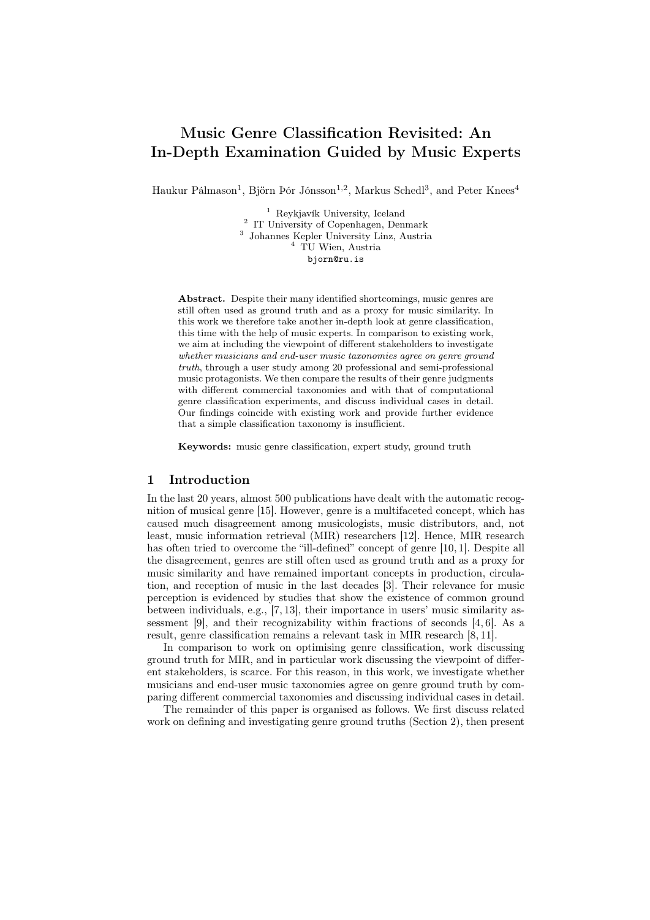# Music Genre Classification Revisited: An In-Depth Examination Guided by Music Experts

Haukur Pálmason[1], Björn Þór Jónsson[1,2], Markus Schedl[3], and Peter Knees[4]

[1] Reykjavík University, Iceland
[2] IT University of Copenhagen, Denmark
[3] Johannes Kepler University Linz, Austria
[4] TU Wien, Austria
bjorn@ru.is

**Abstract.** Despite their many identified shortcomings, music genres are still often used as ground truth and as a proxy for music similarity. In this work we therefore take another in-depth look at genre classification, this time with the help of music experts. In comparison to existing work, we aim at including the viewpoint of different stakeholders to investigate *whether musicians and end-user music taxonomies agree on genre ground truth*, through a user study among 20 professional and semi-professional music protagonists. We then compare the results of their genre judgments with different commercial taxonomies and with that of computational genre classification experiments, and discuss individual cases in detail. Our findings coincide with existing work and provide further evidence that a simple classification taxonomy is insufficient.

**Keywords:** music genre classification, expert study, ground truth

## 1 Introduction

In the last 20 years, almost 500 publications have dealt with the automatic recognition of musical genre [15]. However, genre is a multifaceted concept, which has caused much disagreement among musicologists, music distributors, and, not least, music information retrieval (MIR) researchers [12]. Hence, MIR research has often tried to overcome the "ill-defined" concept of genre [10, 1]. Despite all the disagreement, genres are still often used as ground truth and as a proxy for music similarity and have remained important concepts in production, circulation, and reception of music in the last decades [3]. Their relevance for music perception is evidenced by studies that show the existence of common ground between individuals, e.g., [7, 13], their importance in users' music similarity assessment [9], and their recognizability within fractions of seconds [4, 6]. As a result, genre classification remains a relevant task in MIR research [8, 11].

In comparison to work on optimising genre classification, work discussing ground truth for MIR, and in particular work discussing the viewpoint of different stakeholders, is scarce. For this reason, in this work, we investigate whether musicians and end-user music taxonomies agree on genre ground truth by comparing different commercial taxonomies and discussing individual cases in detail.

The remainder of this paper is organised as follows. We first discuss related work on defining and investigating genre ground truths (Section 2), then present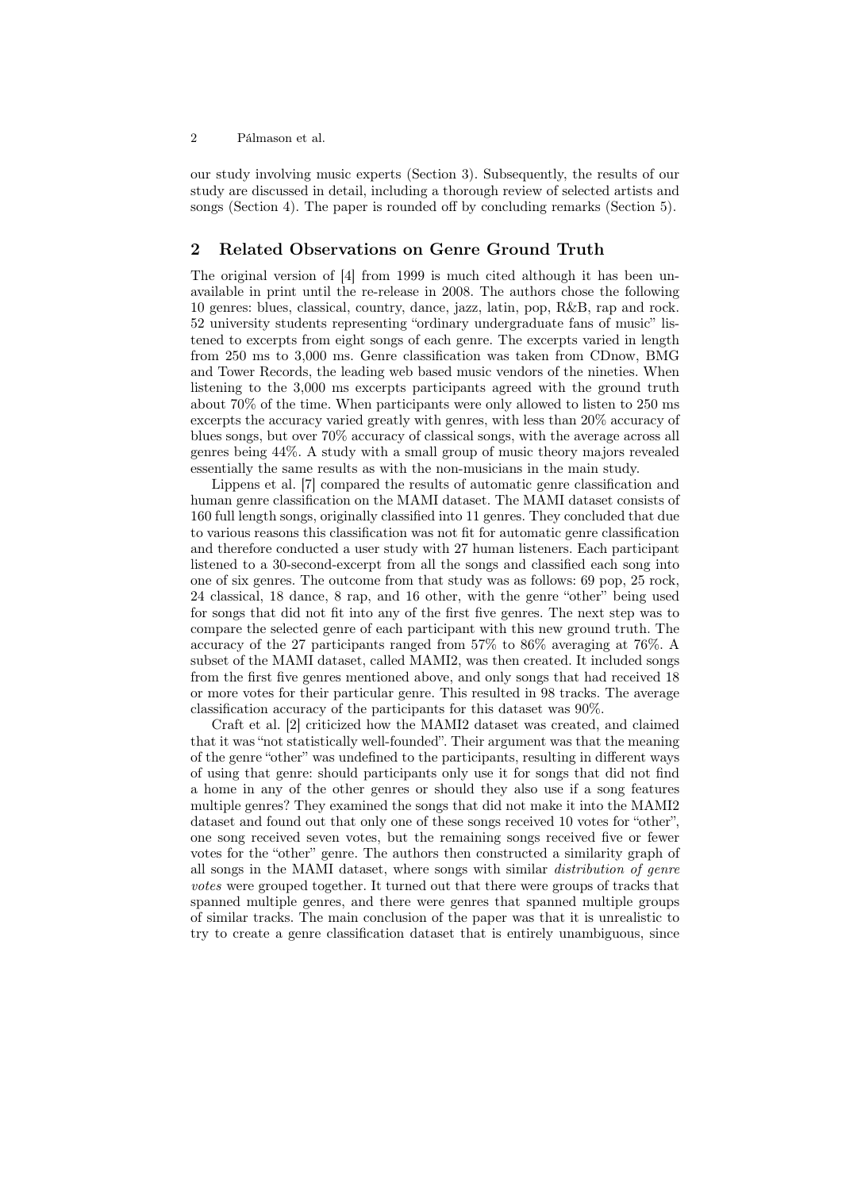our study involving music experts (Section 3). Subsequently, the results of our study are discussed in detail, including a thorough review of selected artists and songs (Section 4). The paper is rounded off by concluding remarks (Section 5).

## 2 Related Observations on Genre Ground Truth

The original version of [4] from 1999 is much cited although it has been unavailable in print until the re-release in 2008. The authors chose the following 10 genres: blues, classical, country, dance, jazz, latin, pop, R&B, rap and rock. 52 university students representing "ordinary undergraduate fans of music" listened to excerpts from eight songs of each genre. The excerpts varied in length from 250 ms to 3,000 ms. Genre classification was taken from CDnow, BMG and Tower Records, the leading web based music vendors of the nineties. When listening to the 3,000 ms excerpts participants agreed with the ground truth about 70% of the time. When participants were only allowed to listen to 250 ms excerpts the accuracy varied greatly with genres, with less than 20% accuracy of blues songs, but over 70% accuracy of classical songs, with the average across all genres being 44%. A study with a small group of music theory majors revealed essentially the same results as with the non-musicians in the main study.

Lippens et al. [7] compared the results of automatic genre classification and human genre classification on the MAMI dataset. The MAMI dataset consists of 160 full length songs, originally classified into 11 genres. They concluded that due to various reasons this classification was not fit for automatic genre classification and therefore conducted a user study with 27 human listeners. Each participant listened to a 30-second-excerpt from all the songs and classified each song into one of six genres. The outcome from that study was as follows: 69 pop, 25 rock, 24 classical, 18 dance, 8 rap, and 16 other, with the genre "other" being used for songs that did not fit into any of the first five genres. The next step was to compare the selected genre of each participant with this new ground truth. The accuracy of the 27 participants ranged from 57% to 86% averaging at 76%. A subset of the MAMI dataset, called MAMI2, was then created. It included songs from the first five genres mentioned above, and only songs that had received 18 or more votes for their particular genre. This resulted in 98 tracks. The average classification accuracy of the participants for this dataset was 90%.

Craft et al. [2] criticized how the MAMI2 dataset was created, and claimed that it was "not statistically well-founded". Their argument was that the meaning of the genre "other" was undefined to the participants, resulting in different ways of using that genre: should participants only use it for songs that did not find a home in any of the other genres or should they also use if a song features multiple genres? They examined the songs that did not make it into the MAMI2 dataset and found out that only one of these songs received 10 votes for "other", one song received seven votes, but the remaining songs received five or fewer votes for the "other" genre. The authors then constructed a similarity graph of all songs in the MAMI dataset, where songs with similar *distribution of genre votes* were grouped together. It turned out that there were groups of tracks that spanned multiple genres, and there were genres that spanned multiple groups of similar tracks. The main conclusion of the paper was that it is unrealistic to try to create a genre classification dataset that is entirely unambiguous, since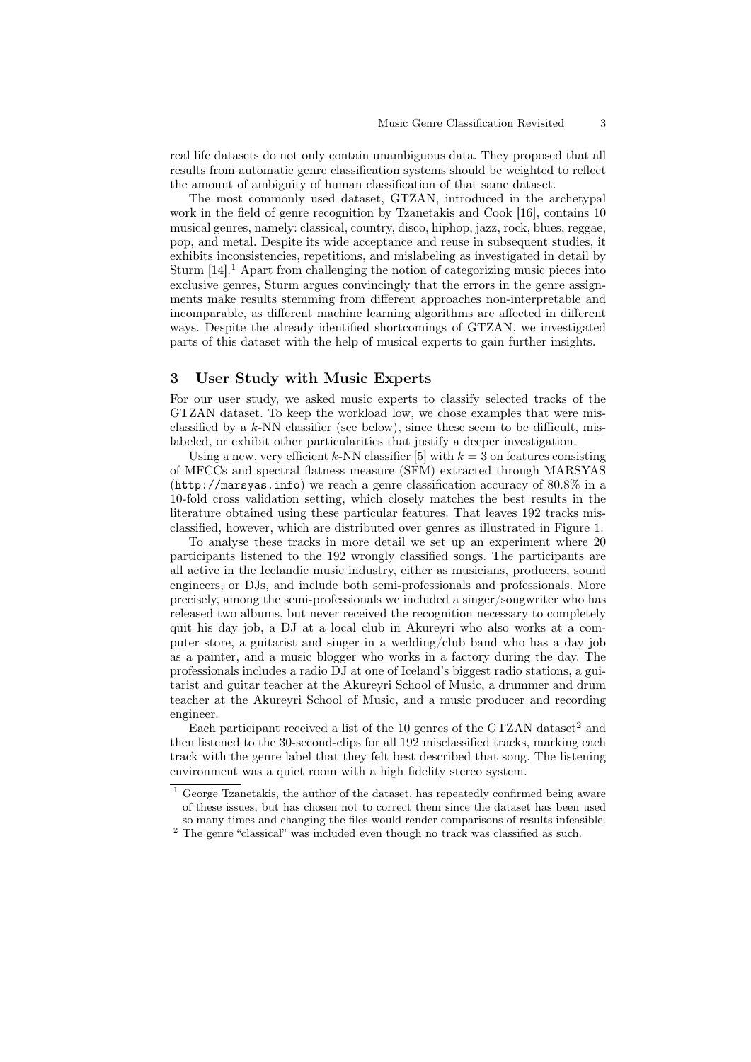real life datasets do not only contain unambiguous data. They proposed that all results from automatic genre classification systems should be weighted to reflect the amount of ambiguity of human classification of that same dataset.

The most commonly used dataset, GTZAN, introduced in the archetypal work in the field of genre recognition by Tzanetakis and Cook [16], contains 10 musical genres, namely: classical, country, disco, hiphop, jazz, rock, blues, reggae, pop, and metal. Despite its wide acceptance and reuse in subsequent studies, it exhibits inconsistencies, repetitions, and mislabeling as investigated in detail by Sturm [14].[1] Apart from challenging the notion of categorizing music pieces into exclusive genres, Sturm argues convincingly that the errors in the genre assignments make results stemming from different approaches non-interpretable and incomparable, as different machine learning algorithms are affected in different ways. Despite the already identified shortcomings of GTZAN, we investigated parts of this dataset with the help of musical experts to gain further insights.

## 3 User Study with Music Experts

For our user study, we asked music experts to classify selected tracks of the GTZAN dataset. To keep the workload low, we chose examples that were misclassified by a $k$-NN classifier (see below), since these seem to be difficult, mislabeled, or exhibit other particularities that justify a deeper investigation.

Using a new, very efficient $k$-NN classifier [5] with $k = 3$ on features consisting of MFCCs and spectral flatness measure (SFM) extracted through MARSYAS (`http://marsyas.info`) we reach a genre classification accuracy of 80.8% in a 10-fold cross validation setting, which closely matches the best results in the literature obtained using these particular features. That leaves 192 tracks misclassified, however, which are distributed over genres as illustrated in Figure 1.

To analyse these tracks in more detail we set up an experiment where 20 participants listened to the 192 wrongly classified songs. The participants are all active in the Icelandic music industry, either as musicians, producers, sound engineers, or DJs, and include both semi-professionals and professionals. More precisely, among the semi-professionals we included a singer/songwriter who has released two albums, but never received the recognition necessary to completely quit his day job, a DJ at a local club in Akureyri who also works at a computer store, a guitarist and singer in a wedding/club band who has a day job as a painter, and a music blogger who works in a factory during the day. The professionals includes a radio DJ at one of Iceland's biggest radio stations, a guitarist and guitar teacher at the Akureyri School of Music, a drummer and drum teacher at the Akureyri School of Music, and a music producer and recording engineer.

Each participant received a list of the 10 genres of the GTZAN dataset[2] and then listened to the 30-second-clips for all 192 misclassified tracks, marking each track with the genre label that they felt best described that song. The listening environment was a quiet room with a high fidelity stereo system.

[1] George Tzanetakis, the author of the dataset, has repeatedly confirmed being aware of these issues, but has chosen not to correct them since the dataset has been used so many times and changing the files would render comparisons of results infeasible.

[2] The genre "classical" was included even though no track was classified as such.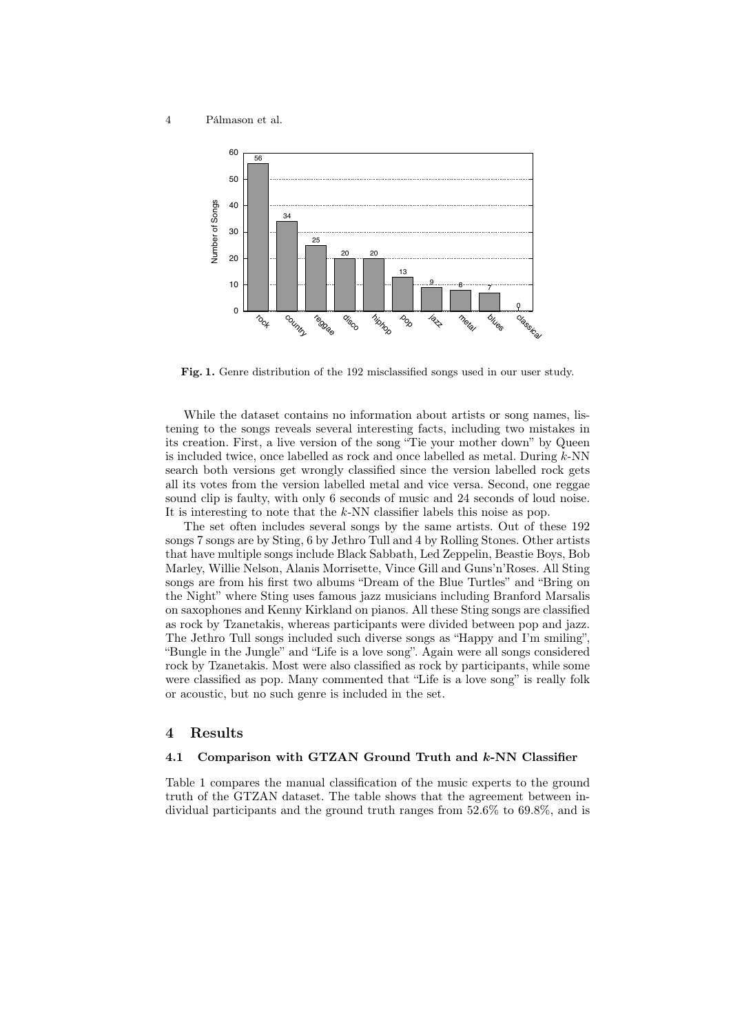Fig. 1. Genre distribution of the 192 misclassified songs used in our user study.

While the dataset contains no information about artists or song names, listening to the songs reveals several interesting facts, including two mistakes in its creation. First, a live version of the song "Tie your mother down" by Queen is included twice, once labelled as rock and once labelled as metal. During $k$-NN search both versions get wrongly classified since the version labelled rock gets all its votes from the version labelled metal and vice versa. Second, one reggae sound clip is faulty, with only 6 seconds of music and 24 seconds of loud noise. It is interesting to note that the $k$-NN classifier labels this noise as pop.

The set often includes several songs by the same artists. Out of these 192 songs 7 songs are by Sting, 6 by Jethro Tull and 4 by Rolling Stones. Other artists that have multiple songs include Black Sabbath, Led Zeppelin, Beastie Boys, Bob Marley, Willie Nelson, Alanis Morrisette, Vince Gill and Guns'n'Roses. All Sting songs are from his first two albums "Dream of the Blue Turtles" and "Bring on the Night" where Sting uses famous jazz musicians including Branford Marsalis on saxophones and Kenny Kirkland on pianos. All these Sting songs are classified as rock by Tzanetakis, whereas participants were divided between pop and jazz. The Jethro Tull songs included such diverse songs as "Happy and I'm smiling", "Bungle in the Jungle" and "Life is a love song". Again were all songs considered rock by Tzanetakis. Most were also classified as rock by participants, while some were classified as pop. Many commented that "Life is a love song" is really folk or acoustic, but no such genre is included in the set.

## 4 Results

### 4.1 Comparison with GTZAN Ground Truth and $k$-NN Classifier

Table 1 compares the manual classification of the music experts to the ground truth of the GTZAN dataset. The table shows that the agreement between individual participants and the ground truth ranges from 52.6% to 69.8%, and is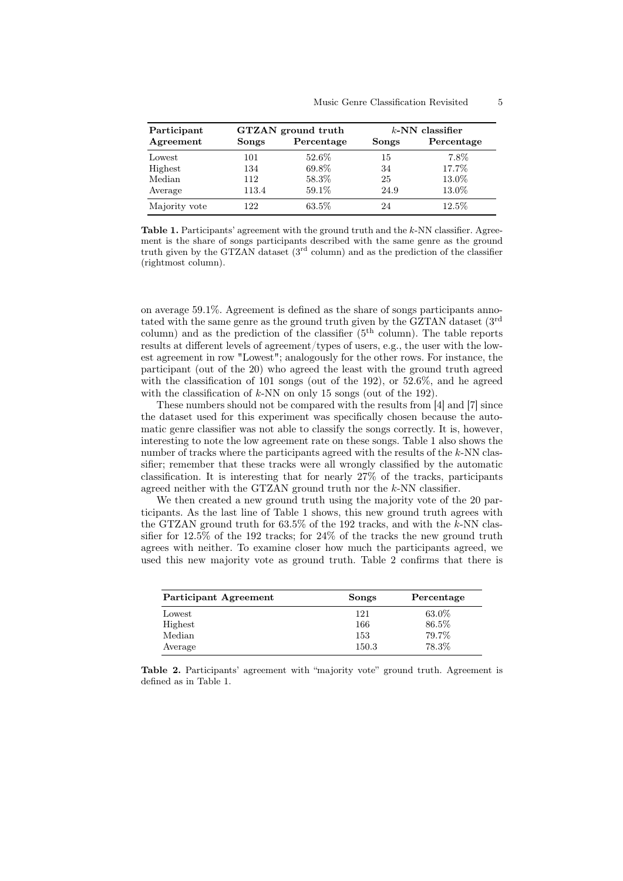| Participant Agreement | GTZAN ground truth | | $k$-NN classifier | |
|---|---|---|---|---|
| | **Songs** | **Percentage** | **Songs** | **Percentage** |
| Lowest | 101 | 52.6% | 15 | 7.8% |
| Highest | 134 | 69.8% | 34 | 17.7% |
| Median | 112 | 58.3% | 25 | 13.0% |
| Average | 113.4 | 59.1% | 24.9 | 13.0% |
| Majority vote | 122 | 63.5% | 24 | 12.5% |

**Table 1.** Participants' agreement with the ground truth and the $k$-NN classifier. Agreement is the share of songs participants described with the same genre as the ground truth given by the GTZAN dataset (3[rd] column) and as the prediction of the classifier (rightmost column).

on average 59.1%. Agreement is defined as the share of songs participants annotated with the same genre as the ground truth given by the GZTAN dataset (3[rd] column) and as the prediction of the classifier (5[th] column). The table reports results at different levels of agreement/types of users, e.g., the user with the lowest agreement in row "Lowest"; analogously for the other rows. For instance, the participant (out of the 20) who agreed the least with the ground truth agreed with the classification of 101 songs (out of the 192), or 52.6%, and he agreed with the classification of $k$-NN on only 15 songs (out of the 192).

These numbers should not be compared with the results from [4] and [7] since the dataset used for this experiment was specifically chosen because the automatic genre classifier was not able to classify the songs correctly. It is, however, interesting to note the low agreement rate on these songs. Table 1 also shows the number of tracks where the participants agreed with the results of the $k$-NN classifier; remember that these tracks were all wrongly classified by the automatic classification. It is interesting that for nearly 27% of the tracks, participants agreed neither with the GTZAN ground truth nor the $k$-NN classifier.

We then created a new ground truth using the majority vote of the 20 participants. As the last line of Table 1 shows, this new ground truth agrees with the GTZAN ground truth for 63.5% of the 192 tracks, and with the $k$-NN classifier for 12.5% of the 192 tracks; for 24% of the tracks the new ground truth agrees with neither. To examine closer how much the participants agreed, we used this new majority vote as ground truth. Table 2 confirms that there is

| Participant Agreement | Songs | Percentage |
|---|---|---|
| Lowest | 121 | 63.0% |
| Highest | 166 | 86.5% |
| Median | 153 | 79.7% |
| Average | 150.3 | 78.3% |

**Table 2.** Participants' agreement with "majority vote" ground truth. Agreement is defined as in Table 1.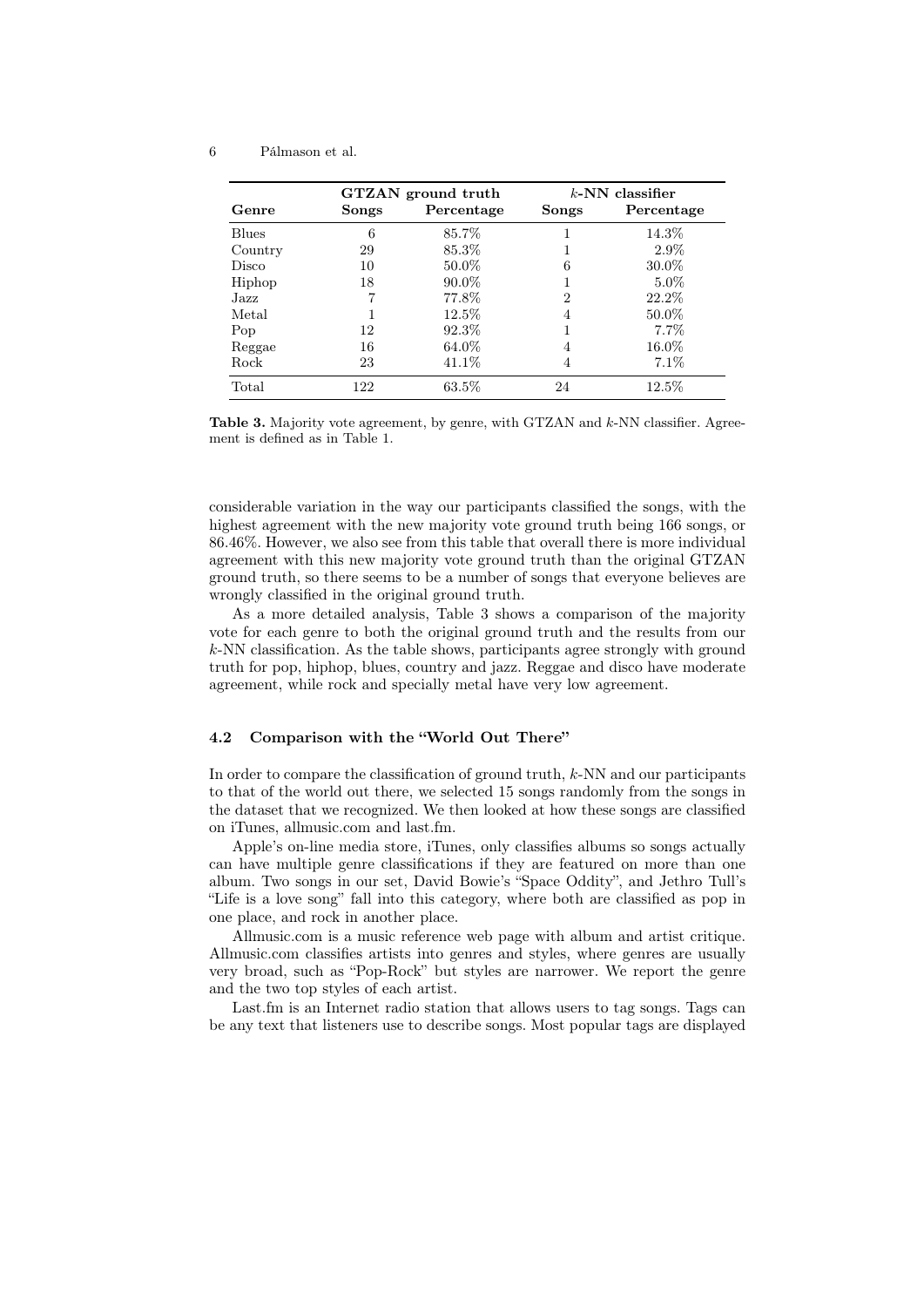| Genre | GTZAN ground truth | | *k*-NN classifier | |
|---|---|---|---|---|
| | **Songs** | **Percentage** | **Songs** | **Percentage** |
| Blues | 6 | 85.7% | 1 | 14.3% |
| Country | 29 | 85.3% | 1 | 2.9% |
| Disco | 10 | 50.0% | 6 | 30.0% |
| Hiphop | 18 | 90.0% | 1 | 5.0% |
| Jazz | 7 | 77.8% | 2 | 22.2% |
| Metal | 1 | 12.5% | 4 | 50.0% |
| Pop | 12 | 92.3% | 1 | 7.7% |
| Reggae | 16 | 64.0% | 4 | 16.0% |
| Rock | 23 | 41.1% | 4 | 7.1% |
| Total | 122 | 63.5% | 24 | 12.5% |

**Table 3.** Majority vote agreement, by genre, with GTZAN and *k*-NN classifier. Agreement is defined as in Table 1.

considerable variation in the way our participants classified the songs, with the highest agreement with the new majority vote ground truth being 166 songs, or 86.46%. However, we also see from this table that overall there is more individual agreement with this new majority vote ground truth than the original GTZAN ground truth, so there seems to be a number of songs that everyone believes are wrongly classified in the original ground truth.

As a more detailed analysis, Table 3 shows a comparison of the majority vote for each genre to both the original ground truth and the results from our *k*-NN classification. As the table shows, participants agree strongly with ground truth for pop, hiphop, blues, country and jazz. Reggae and disco have moderate agreement, while rock and specially metal have very low agreement.

### 4.2 Comparison with the "World Out There"

In order to compare the classification of ground truth, *k*-NN and our participants to that of the world out there, we selected 15 songs randomly from the songs in the dataset that we recognized. We then looked at how these songs are classified on iTunes, allmusic.com and last.fm.

Apple's on-line media store, iTunes, only classifies albums so songs actually can have multiple genre classifications if they are featured on more than one album. Two songs in our set, David Bowie's "Space Oddity", and Jethro Tull's "Life is a love song" fall into this category, where both are classified as pop in one place, and rock in another place.

Allmusic.com is a music reference web page with album and artist critique. Allmusic.com classifies artists into genres and styles, where genres are usually very broad, such as "Pop-Rock" but styles are narrower. We report the genre and the two top styles of each artist.

Last.fm is an Internet radio station that allows users to tag songs. Tags can be any text that listeners use to describe songs. Most popular tags are displayed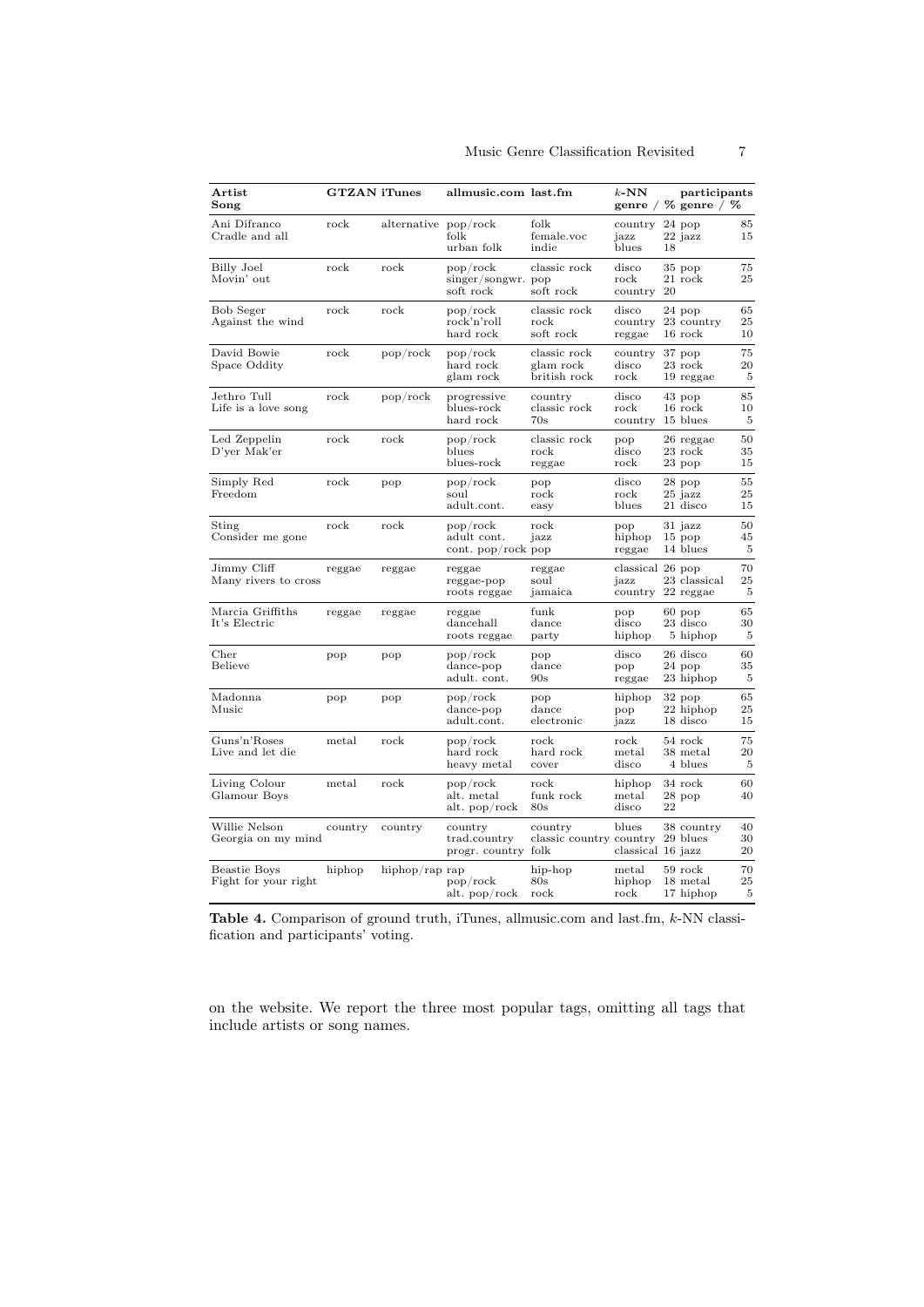| Artist<br>Song | GTZAN | iTunes | allmusic.com | last.fm | $k$-NN<br>genre / % | participants<br>genre / % |
|---|---|---|---|---|---|---|
| Ani Difranco<br>Cradle and all | rock | alternative | pop/rock<br>folk<br>urban folk | folk<br>female.voc<br>indie | country 24<br>jazz 22<br>blues 18 | pop 85<br>jazz 15 |
| Billy Joel<br>Movin' out | rock | rock | pop/rock<br>singer/songwr.<br>soft rock | classic rock<br>pop<br>soft rock | disco 35<br>rock 21<br>country 20 | pop 75<br>rock 25 |
| Bob Seger<br>Against the wind | rock | rock | pop/rock<br>rock'n'roll<br>hard rock | classic rock<br>rock<br>soft rock | disco 24<br>country 23<br>reggae 16 | pop 65<br>country 25<br>rock 10 |
| David Bowie<br>Space Oddity | rock | pop/rock | pop/rock<br>hard rock<br>glam rock | classic rock<br>glam rock<br>british rock | country 37<br>disco 23<br>rock 19 | pop 75<br>rock 20<br>reggae 5 |
| Jethro Tull<br>Life is a love song | rock | pop/rock | progressive<br>blues-rock<br>hard rock | country<br>classic rock<br>70s | disco 43<br>rock 16<br>country 15 | pop 85<br>rock 10<br>blues 5 |
| Led Zeppelin<br>D'yer Mak'er | rock | rock | pop/rock<br>blues<br>blues-rock | classic rock<br>rock<br>reggae | pop 26<br>disco 23<br>rock 23 | reggae 50<br>rock 35<br>pop 15 |
| Simply Red<br>Freedom | rock | pop | pop/rock<br>soul<br>adult.cont. | pop<br>rock<br>easy | disco 28<br>rock 25<br>blues 21 | pop 55<br>jazz 25<br>disco 15 |
| Sting<br>Consider me gone | rock | rock | pop/rock<br>adult cont.<br>cont. pop/rock | rock<br>jazz<br>pop | pop 31<br>hiphop 15<br>reggae 14 | jazz 50<br>pop 45<br>blues 5 |
| Jimmy Cliff<br>Many rivers to cross | reggae | reggae | reggae<br>reggae-pop<br>roots reggae | reggae<br>soul<br>jamaica | classical 26<br>jazz 23<br>country 22 | pop 70<br>classical 25<br>reggae 5 |
| Marcia Griffiths<br>It's Electric | reggae | reggae | reggae<br>dancehall<br>roots reggae | funk<br>dance<br>party | pop 60<br>disco 23<br>hiphop 5 | pop 65<br>disco 30<br>hiphop 5 |
| Cher<br>Believe | pop | pop | pop/rock<br>dance-pop<br>adult. cont. | pop<br>dance<br>90s | disco 26<br>pop 24<br>reggae 23 | disco 60<br>pop 35<br>hiphop 5 |
| Madonna<br>Music | pop | pop | pop/rock<br>dance-pop<br>adult.cont. | pop<br>dance<br>electronic | hiphop 32<br>pop 22<br>jazz 18 | pop 65<br>hiphop 25<br>disco 15 |
| Guns'n'Roses<br>Live and let die | metal | rock | pop/rock<br>hard rock<br>heavy metal | rock<br>hard rock<br>cover | rock 54<br>metal 38<br>disco 4 | rock 75<br>metal 20<br>blues 5 |
| Living Colour<br>Glamour Boys | metal | rock | pop/rock<br>alt. metal<br>alt. pop/rock | rock<br>funk rock<br>80s | hiphop 34<br>metal 28<br>disco 22 | rock 60<br>pop 40 |
| Willie Nelson<br>Georgia on my mind | country | country | country<br>trad.country<br>progr. country | country<br>classic country<br>folk | blues 38<br>country 29<br>classical 16 | country 40<br>blues 30<br>jazz 20 |
| Beastie Boys<br>Fight for your right | hiphop | hiphop/rap | rap<br>pop/rock<br>alt. pop/rock | hip-hop<br>80s<br>rock | metal 59<br>hiphop 18<br>rock 17 | rock 70<br>metal 25<br>hiphop 5 |

**Table 4.** Comparison of ground truth, iTunes, allmusic.com and last.fm, $k$-NN classification and participants' voting.

on the website. We report the three most popular tags, omitting all tags that include artists or song names.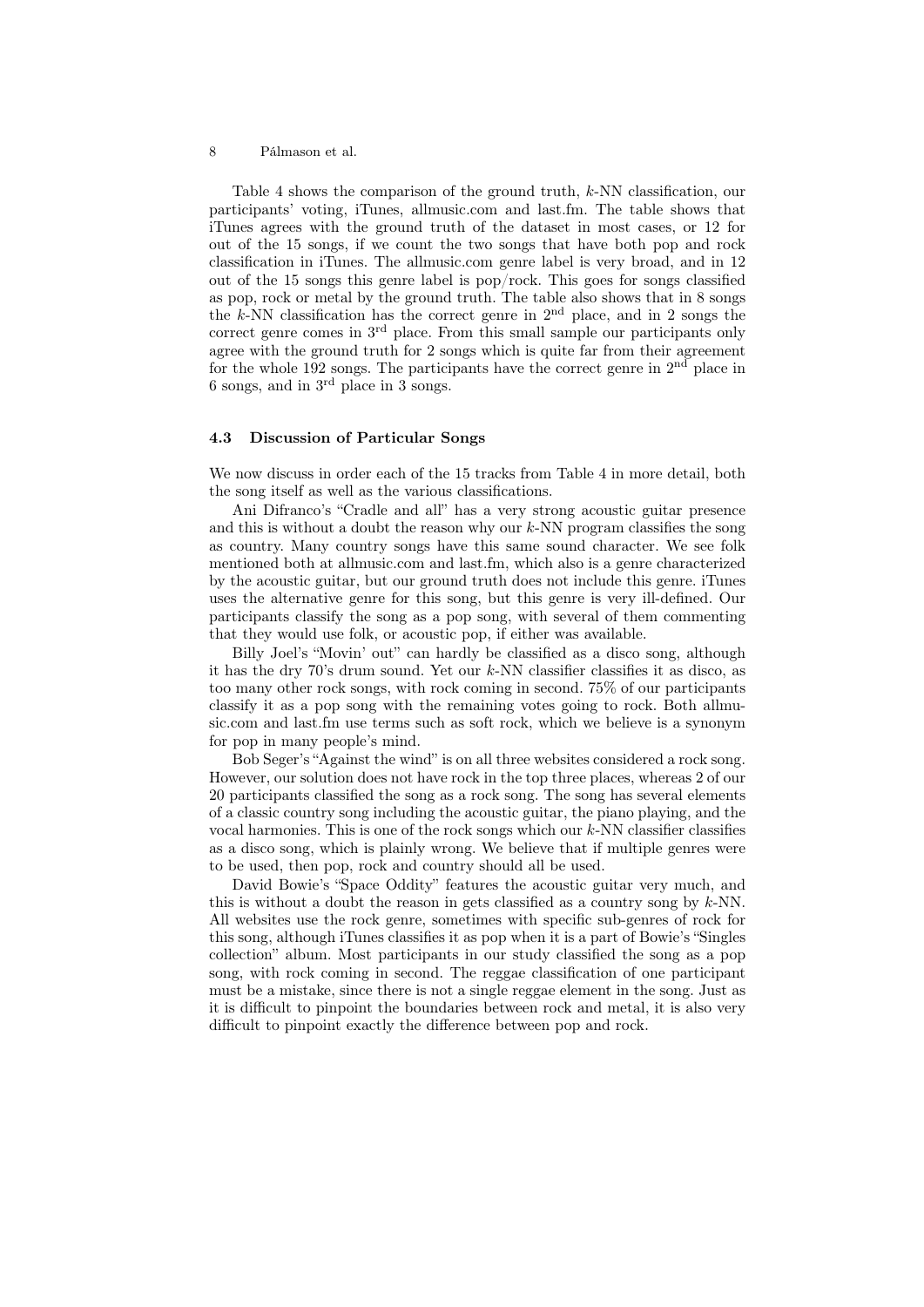Table 4 shows the comparison of the ground truth, $k$-NN classification, our participants' voting, iTunes, allmusic.com and last.fm. The table shows that iTunes agrees with the ground truth of the dataset in most cases, or 12 for out of the 15 songs, if we count the two songs that have both pop and rock classification in iTunes. The allmusic.com genre label is very broad, and in 12 out of the 15 songs this genre label is pop/rock. This goes for songs classified as pop, rock or metal by the ground truth. The table also shows that in 8 songs the $k$-NN classification has the correct genre in 2$^{\text{nd}}$ place, and in 2 songs the correct genre comes in 3$^{\text{rd}}$ place. From this small sample our participants only agree with the ground truth for 2 songs which is quite far from their agreement for the whole 192 songs. The participants have the correct genre in 2$^{\text{nd}}$ place in 6 songs, and in 3$^{\text{rd}}$ place in 3 songs.

### 4.3 Discussion of Particular Songs

We now discuss in order each of the 15 tracks from Table 4 in more detail, both the song itself as well as the various classifications.

Ani Difranco's "Cradle and all" has a very strong acoustic guitar presence and this is without a doubt the reason why our $k$-NN program classifies the song as country. Many country songs have this same sound character. We see folk mentioned both at allmusic.com and last.fm, which also is a genre characterized by the acoustic guitar, but our ground truth does not include this genre. iTunes uses the alternative genre for this song, but this genre is very ill-defined. Our participants classify the song as a pop song, with several of them commenting that they would use folk, or acoustic pop, if either was available.

Billy Joel's "Movin' out" can hardly be classified as a disco song, although it has the dry 70's drum sound. Yet our $k$-NN classifier classifies it as disco, as too many other rock songs, with rock coming in second. 75% of our participants classify it as a pop song with the remaining votes going to rock. Both allmusic.com and last.fm use terms such as soft rock, which we believe is a synonym for pop in many people's mind.

Bob Seger's "Against the wind" is on all three websites considered a rock song. However, our solution does not have rock in the top three places, whereas 2 of our 20 participants classified the song as a rock song. The song has several elements of a classic country song including the acoustic guitar, the piano playing, and the vocal harmonies. This is one of the rock songs which our $k$-NN classifier classifies as a disco song, which is plainly wrong. We believe that if multiple genres were to be used, then pop, rock and country should all be used.

David Bowie's "Space Oddity" features the acoustic guitar very much, and this is without a doubt the reason in gets classified as a country song by $k$-NN. All websites use the rock genre, sometimes with specific sub-genres of rock for this song, although iTunes classifies it as pop when it is a part of Bowie's "Singles collection" album. Most participants in our study classified the song as a pop song, with rock coming in second. The reggae classification of one participant must be a mistake, since there is not a single reggae element in the song. Just as it is difficult to pinpoint the boundaries between rock and metal, it is also very difficult to pinpoint exactly the difference between pop and rock.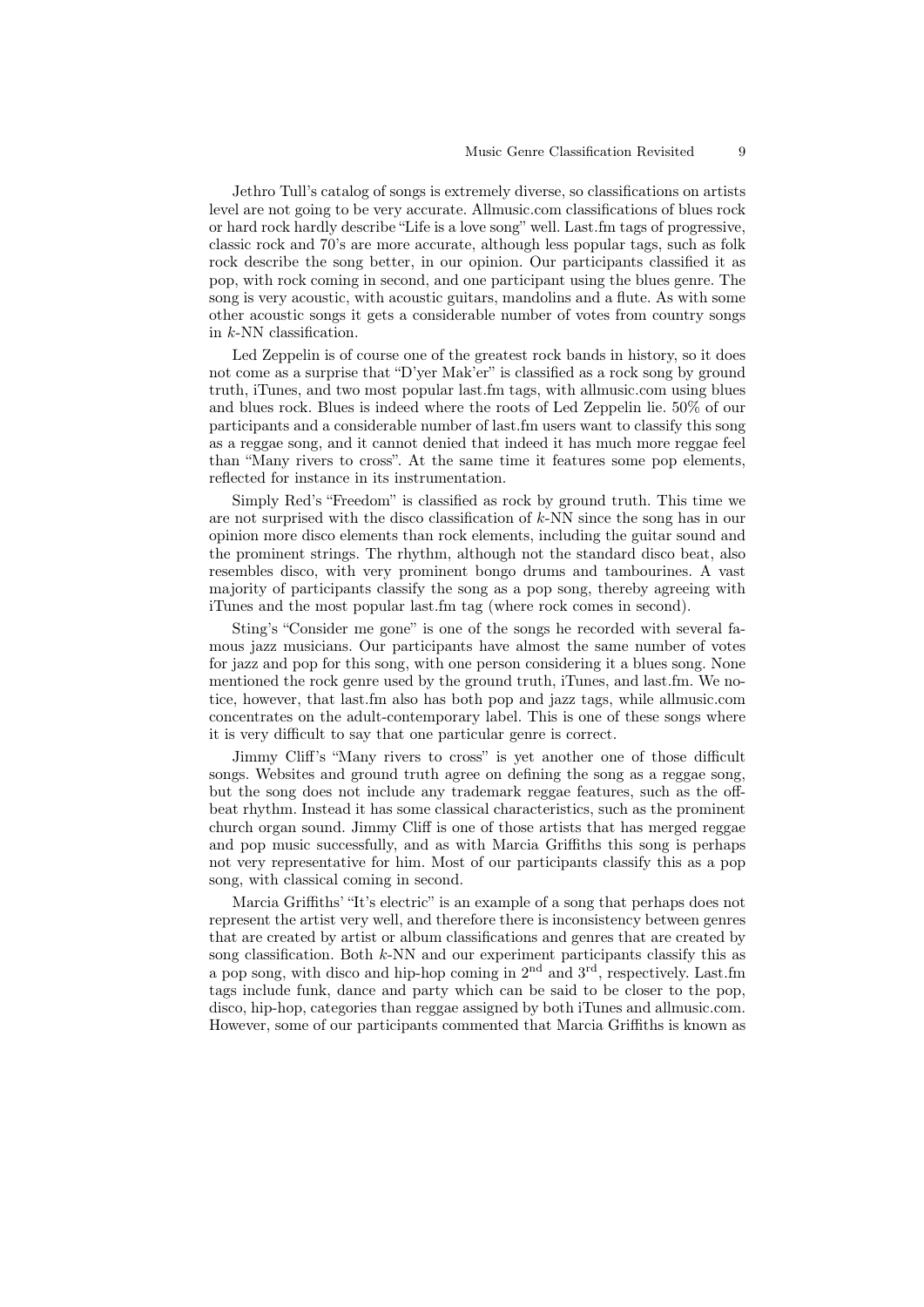Jethro Tull's catalog of songs is extremely diverse, so classifications on artists level are not going to be very accurate. Allmusic.com classifications of blues rock or hard rock hardly describe "Life is a love song" well. Last.fm tags of progressive, classic rock and 70's are more accurate, although less popular tags, such as folk rock describe the song better, in our opinion. Our participants classified it as pop, with rock coming in second, and one participant using the blues genre. The song is very acoustic, with acoustic guitars, mandolins and a flute. As with some other acoustic songs it gets a considerable number of votes from country songs in $k$-NN classification.

Led Zeppelin is of course one of the greatest rock bands in history, so it does not come as a surprise that "D'yer Mak'er" is classified as a rock song by ground truth, iTunes, and two most popular last.fm tags, with allmusic.com using blues and blues rock. Blues is indeed where the roots of Led Zeppelin lie. 50% of our participants and a considerable number of last.fm users want to classify this song as a reggae song, and it cannot denied that indeed it has much more reggae feel than "Many rivers to cross". At the same time it features some pop elements, reflected for instance in its instrumentation.

Simply Red's "Freedom" is classified as rock by ground truth. This time we are not surprised with the disco classification of $k$-NN since the song has in our opinion more disco elements than rock elements, including the guitar sound and the prominent strings. The rhythm, although not the standard disco beat, also resembles disco, with very prominent bongo drums and tambourines. A vast majority of participants classify the song as a pop song, thereby agreeing with iTunes and the most popular last.fm tag (where rock comes in second).

Sting's "Consider me gone" is one of the songs he recorded with several famous jazz musicians. Our participants have almost the same number of votes for jazz and pop for this song, with one person considering it a blues song. None mentioned the rock genre used by the ground truth, iTunes, and last.fm. We notice, however, that last.fm also has both pop and jazz tags, while allmusic.com concentrates on the adult-contemporary label. This is one of these songs where it is very difficult to say that one particular genre is correct.

Jimmy Cliff's "Many rivers to cross" is yet another one of those difficult songs. Websites and ground truth agree on defining the song as a reggae song, but the song does not include any trademark reggae features, such as the offbeat rhythm. Instead it has some classical characteristics, such as the prominent church organ sound. Jimmy Cliff is one of those artists that has merged reggae and pop music successfully, and as with Marcia Griffiths this song is perhaps not very representative for him. Most of our participants classify this as a pop song, with classical coming in second.

Marcia Griffiths' "It's electric" is an example of a song that perhaps does not represent the artist very well, and therefore there is inconsistency between genres that are created by artist or album classifications and genres that are created by song classification. Both $k$-NN and our experiment participants classify this as a pop song, with disco and hip-hop coming in $2^{\text{nd}}$ and $3^{\text{rd}}$, respectively. Last.fm tags include funk, dance and party which can be said to be closer to the pop, disco, hip-hop, categories than reggae assigned by both iTunes and allmusic.com. However, some of our participants commented that Marcia Griffiths is known as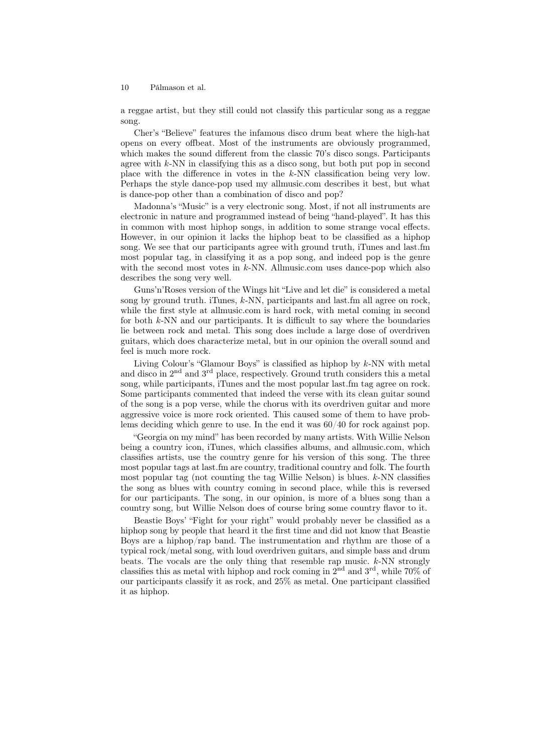a reggae artist, but they still could not classify this particular song as a reggae song.

Cher's "Believe" features the infamous disco drum beat where the high-hat opens on every offbeat. Most of the instruments are obviously programmed, which makes the sound different from the classic 70's disco songs. Participants agree with $k$-NN in classifying this as a disco song, but both put pop in second place with the difference in votes in the $k$-NN classification being very low. Perhaps the style dance-pop used my allmusic.com describes it best, but what is dance-pop other than a combination of disco and pop?

Madonna's "Music" is a very electronic song. Most, if not all instruments are electronic in nature and programmed instead of being "hand-played". It has this in common with most hiphop songs, in addition to some strange vocal effects. However, in our opinion it lacks the hiphop beat to be classified as a hiphop song. We see that our participants agree with ground truth, iTunes and last.fm most popular tag, in classifying it as a pop song, and indeed pop is the genre with the second most votes in $k$-NN. Allmusic.com uses dance-pop which also describes the song very well.

Guns'n'Roses version of the Wings hit "Live and let die" is considered a metal song by ground truth. iTunes, $k$-NN, participants and last.fm all agree on rock, while the first style at allmusic.com is hard rock, with metal coming in second for both $k$-NN and our participants. It is difficult to say where the boundaries lie between rock and metal. This song does include a large dose of overdriven guitars, which does characterize metal, but in our opinion the overall sound and feel is much more rock.

Living Colour's "Glamour Boys" is classified as hiphop by $k$-NN with metal and disco in 2nd and 3rd place, respectively. Ground truth considers this a metal song, while participants, iTunes and the most popular last.fm tag agree on rock. Some participants commented that indeed the verse with its clean guitar sound of the song is a pop verse, while the chorus with its overdriven guitar and more aggressive voice is more rock oriented. This caused some of them to have problems deciding which genre to use. In the end it was 60/40 for rock against pop.

"Georgia on my mind" has been recorded by many artists. With Willie Nelson being a country icon, iTunes, which classifies albums, and allmusic.com, which classifies artists, use the country genre for his version of this song. The three most popular tags at last.fm are country, traditional country and folk. The fourth most popular tag (not counting the tag Willie Nelson) is blues. $k$-NN classifies the song as blues with country coming in second place, while this is reversed for our participants. The song, in our opinion, is more of a blues song than a country song, but Willie Nelson does of course bring some country flavor to it.

Beastie Boys' "Fight for your right" would probably never be classified as a hiphop song by people that heard it the first time and did not know that Beastie Boys are a hiphop/rap band. The instrumentation and rhythm are those of a typical rock/metal song, with loud overdriven guitars, and simple bass and drum beats. The vocals are the only thing that resemble rap music. $k$-NN strongly classifies this as metal with hiphop and rock coming in 2nd and 3rd, while 70% of our participants classify it as rock, and 25% as metal. One participant classified it as hiphop.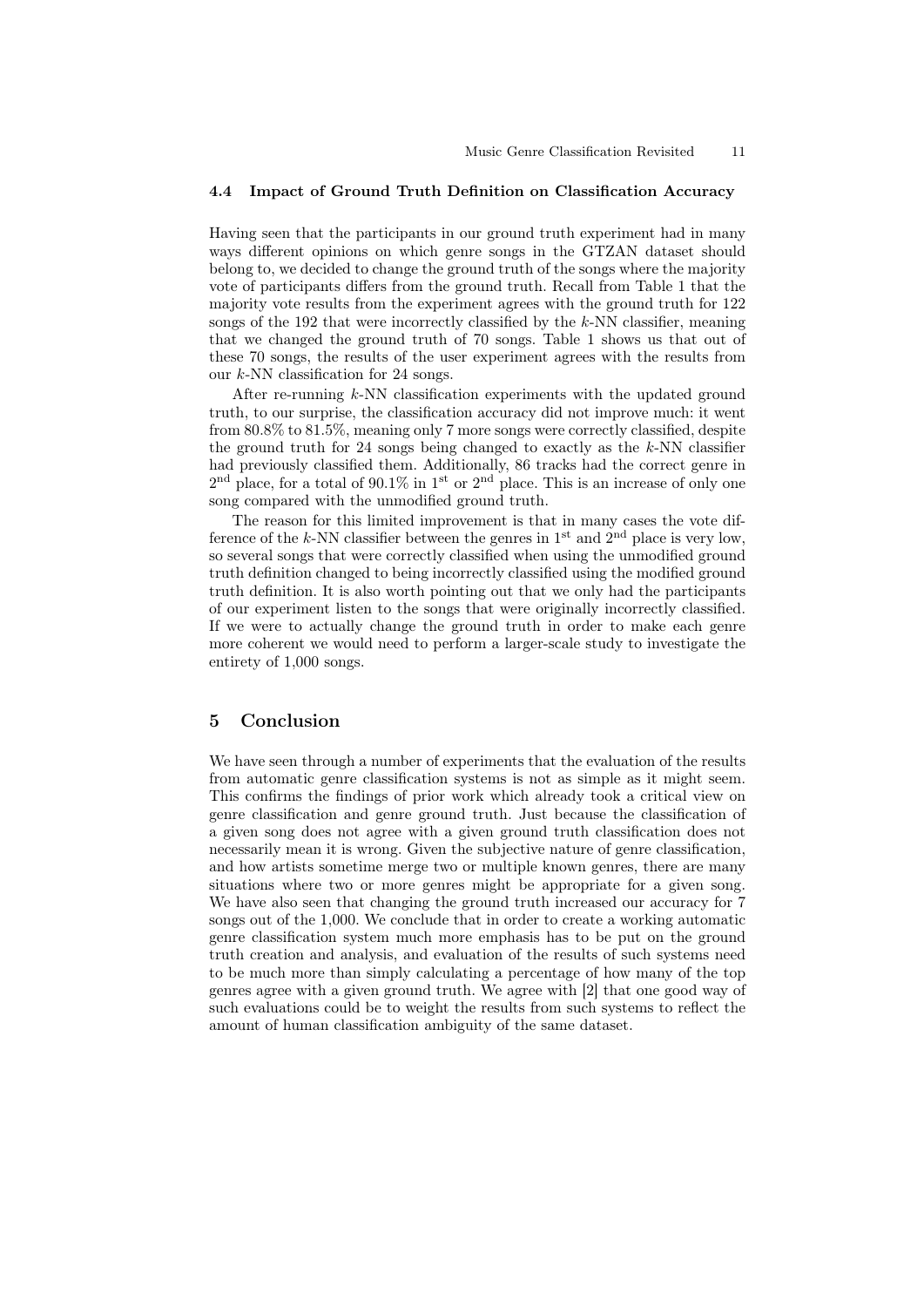### 4.4 Impact of Ground Truth Definition on Classification Accuracy

Having seen that the participants in our ground truth experiment had in many ways different opinions on which genre songs in the GTZAN dataset should belong to, we decided to change the ground truth of the songs where the majority vote of participants differs from the ground truth. Recall from Table 1 that the majority vote results from the experiment agrees with the ground truth for 122 songs of the 192 that were incorrectly classified by the $k$-NN classifier, meaning that we changed the ground truth of 70 songs. Table 1 shows us that out of these 70 songs, the results of the user experiment agrees with the results from our $k$-NN classification for 24 songs.

After re-running $k$-NN classification experiments with the updated ground truth, to our surprise, the classification accuracy did not improve much: it went from 80.8% to 81.5%, meaning only 7 more songs were correctly classified, despite the ground truth for 24 songs being changed to exactly as the $k$-NN classifier had previously classified them. Additionally, 86 tracks had the correct genre in 2nd place, for a total of 90.1% in 1st or 2nd place. This is an increase of only one song compared with the unmodified ground truth.

The reason for this limited improvement is that in many cases the vote difference of the $k$-NN classifier between the genres in 1st and 2nd place is very low, so several songs that were correctly classified when using the unmodified ground truth definition changed to being incorrectly classified using the modified ground truth definition. It is also worth pointing out that we only had the participants of our experiment listen to the songs that were originally incorrectly classified. If we were to actually change the ground truth in order to make each genre more coherent we would need to perform a larger-scale study to investigate the entirety of 1,000 songs.

## 5 Conclusion

We have seen through a number of experiments that the evaluation of the results from automatic genre classification systems is not as simple as it might seem. This confirms the findings of prior work which already took a critical view on genre classification and genre ground truth. Just because the classification of a given song does not agree with a given ground truth classification does not necessarily mean it is wrong. Given the subjective nature of genre classification, and how artists sometime merge two or multiple known genres, there are many situations where two or more genres might be appropriate for a given song. We have also seen that changing the ground truth increased our accuracy for 7 songs out of the 1,000. We conclude that in order to create a working automatic genre classification system much more emphasis has to be put on the ground truth creation and analysis, and evaluation of the results of such systems need to be much more than simply calculating a percentage of how many of the top genres agree with a given ground truth. We agree with [2] that one good way of such evaluations could be to weight the results from such systems to reflect the amount of human classification ambiguity of the same dataset.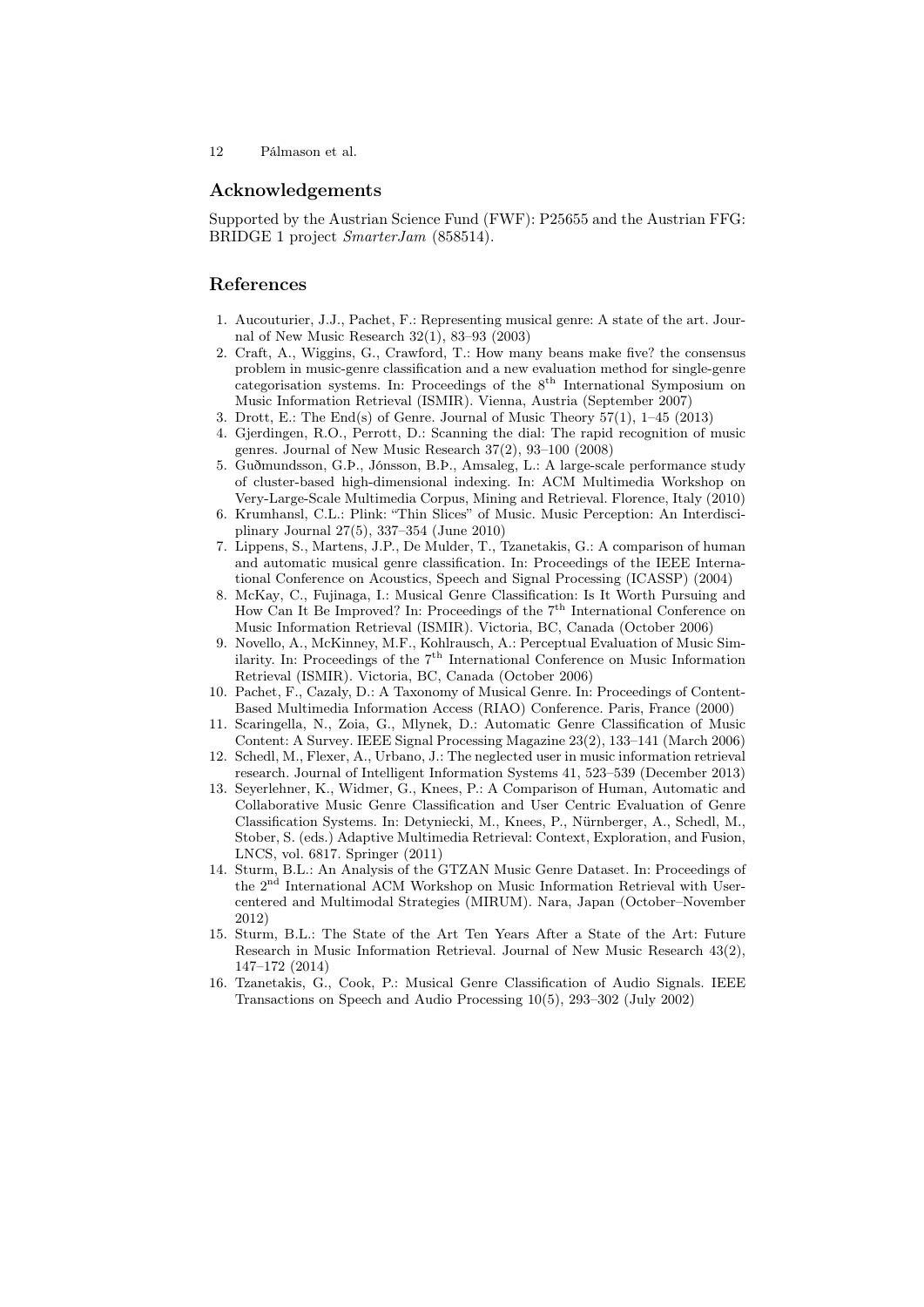## Acknowledgements

Supported by the Austrian Science Fund (FWF): P25655 and the Austrian FFG: BRIDGE 1 project *SmarterJam* (858514).

## References

1. Aucouturier, J.J., Pachet, F.: Representing musical genre: A state of the art. Journal of New Music Research 32(1), 83–93 (2003)
2. Craft, A., Wiggins, G., Crawford, T.: How many beans make five? the consensus problem in music-genre classification and a new evaluation method for single-genre categorisation systems. In: Proceedings of the 8th International Symposium on Music Information Retrieval (ISMIR). Vienna, Austria (September 2007)
3. Drott, E.: The End(s) of Genre. Journal of Music Theory 57(1), 1–45 (2013)
4. Gjerdingen, R.O., Perrott, D.: Scanning the dial: The rapid recognition of music genres. Journal of New Music Research 37(2), 93–100 (2008)
5. Guðmundsson, G.Þ., Jónsson, B.Þ., Amsaleg, L.: A large-scale performance study of cluster-based high-dimensional indexing. In: ACM Multimedia Workshop on Very-Large-Scale Multimedia Corpus, Mining and Retrieval. Florence, Italy (2010)
6. Krumhansl, C.L.: Plink: "Thin Slices" of Music. Music Perception: An Interdisciplinary Journal 27(5), 337–354 (June 2010)
7. Lippens, S., Martens, J.P., De Mulder, T., Tzanetakis, G.: A comparison of human and automatic musical genre classification. In: Proceedings of the IEEE International Conference on Acoustics, Speech and Signal Processing (ICASSP) (2004)
8. McKay, C., Fujinaga, I.: Musical Genre Classification: Is It Worth Pursuing and How Can It Be Improved? In: Proceedings of the 7th International Conference on Music Information Retrieval (ISMIR). Victoria, BC, Canada (October 2006)
9. Novello, A., McKinney, M.F., Kohlrausch, A.: Perceptual Evaluation of Music Similarity. In: Proceedings of the 7th International Conference on Music Information Retrieval (ISMIR). Victoria, BC, Canada (October 2006)
10. Pachet, F., Cazaly, D.: A Taxonomy of Musical Genre. In: Proceedings of Content-Based Multimedia Information Access (RIAO) Conference. Paris, France (2000)
11. Scaringella, N., Zoia, G., Mlynek, D.: Automatic Genre Classification of Music Content: A Survey. IEEE Signal Processing Magazine 23(2), 133–141 (March 2006)
12. Schedl, M., Flexer, A., Urbano, J.: The neglected user in music information retrieval research. Journal of Intelligent Information Systems 41, 523–539 (December 2013)
13. Seyerlehner, K., Widmer, G., Knees, P.: A Comparison of Human, Automatic and Collaborative Music Genre Classification and User Centric Evaluation of Genre Classification Systems. In: Detyniecki, M., Knees, P., Nürnberger, A., Schedl, M., Stober, S. (eds.) Adaptive Multimedia Retrieval: Context, Exploration, and Fusion, LNCS, vol. 6817. Springer (2011)
14. Sturm, B.L.: An Analysis of the GTZAN Music Genre Dataset. In: Proceedings of the 2nd International ACM Workshop on Music Information Retrieval with User-centered and Multimodal Strategies (MIRUM). Nara, Japan (October–November 2012)
15. Sturm, B.L.: The State of the Art Ten Years After a State of the Art: Future Research in Music Information Retrieval. Journal of New Music Research 43(2), 147–172 (2014)
16. Tzanetakis, G., Cook, P.: Musical Genre Classification of Audio Signals. IEEE Transactions on Speech and Audio Processing 10(5), 293–302 (July 2002)